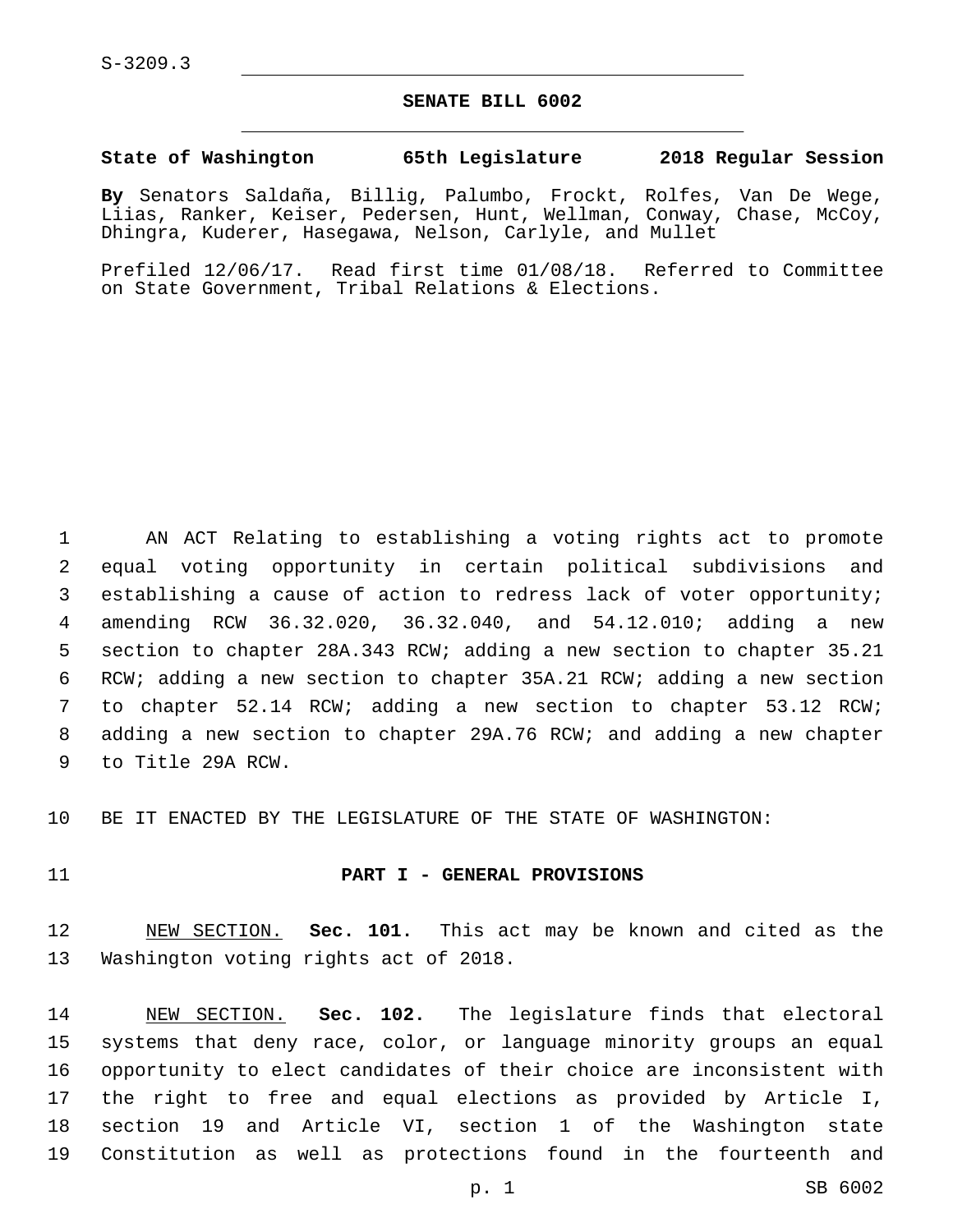S-3209.3

# SENATE BILL 6002

**State of Washington 65th Legislature 2018 Regular Session**

**By** Senators Saldaña, Billig, Palumbo, Frockt, Rolfes, Van De Wege, Liias, Ranker, Keiser, Pedersen, Hunt, Wellman, Conway, Chase, McCoy, Dhingra, Kuderer, Hasegawa, Nelson, Carlyle, and Mullet

Prefiled 12/06/17. Read first time 01/08/18. Referred to Committee on State Government, Tribal Relations & Elections.

AN ACT Relating to establishing a voting rights act to promote equal voting opportunity in certain political subdivisions and establishing a cause of action to redress lack of voter opportunity; amending RCW 36.32.020, 36.32.040, and 54.12.010; adding a new section to chapter 28A.343 RCW; adding a new section to chapter 35.21 RCW; adding a new section to chapter 35A.21 RCW; adding a new section to chapter 52.14 RCW; adding a new section to chapter 53.12 RCW; adding a new section to chapter 29A.76 RCW; and adding a new chapter to Title 29A RCW.

BE IT ENACTED BY THE LEGISLATURE OF THE STATE OF WASHINGTON:

## PART I - GENERAL PROVISIONS

NEW SECTION. **Sec. 101.** This act may be known and cited as the Washington voting rights act of 2018.

NEW SECTION. **Sec. 102.** The legislature finds that electoral systems that deny race, color, or language minority groups an equal opportunity to elect candidates of their choice are inconsistent with the right to free and equal elections as provided by Article I, section 19 and Article VI, section 1 of the Washington state Constitution as well as protections found in the fourteenth and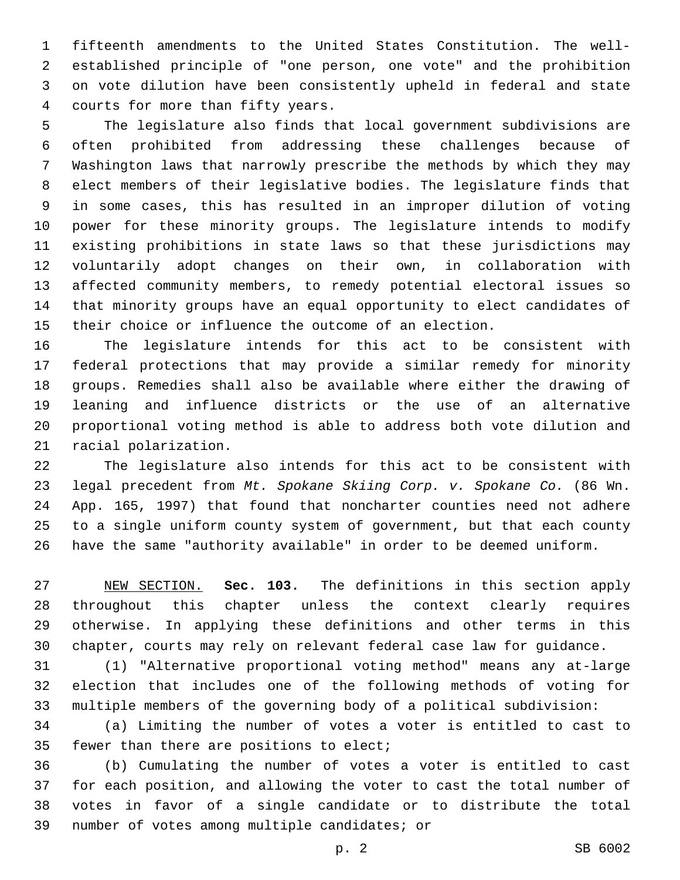fifteenth amendments to the United States Constitution. The well-established principle of "one person, one vote" and the prohibition on vote dilution have been consistently upheld in federal and state courts for more than fifty years.

The legislature also finds that local government subdivisions are often prohibited from addressing these challenges because of Washington laws that narrowly prescribe the methods by which they may elect members of their legislative bodies. The legislature finds that in some cases, this has resulted in an improper dilution of voting power for these minority groups. The legislature intends to modify existing prohibitions in state laws so that these jurisdictions may voluntarily adopt changes on their own, in collaboration with affected community members, to remedy potential electoral issues so that minority groups have an equal opportunity to elect candidates of their choice or influence the outcome of an election.

The legislature intends for this act to be consistent with federal protections that may provide a similar remedy for minority groups. Remedies shall also be available where either the drawing of leaning and influence districts or the use of an alternative proportional voting method is able to address both vote dilution and racial polarization.

The legislature also intends for this act to be consistent with legal precedent from *Mt. Spokane Skiing Corp. v. Spokane Co.* (86 Wn. App. 165, 1997) that found that noncharter counties need not adhere to a single uniform county system of government, but that each county have the same "authority available" in order to be deemed uniform.

NEW SECTION. **Sec. 103.** The definitions in this section apply throughout this chapter unless the context clearly requires otherwise. In applying these definitions and other terms in this chapter, courts may rely on relevant federal case law for guidance.

(1) "Alternative proportional voting method" means any at-large election that includes one of the following methods of voting for multiple members of the governing body of a political subdivision:

(a) Limiting the number of votes a voter is entitled to cast to fewer than there are positions to elect;

(b) Cumulating the number of votes a voter is entitled to cast for each position, and allowing the voter to cast the total number of votes in favor of a single candidate or to distribute the total number of votes among multiple candidates; or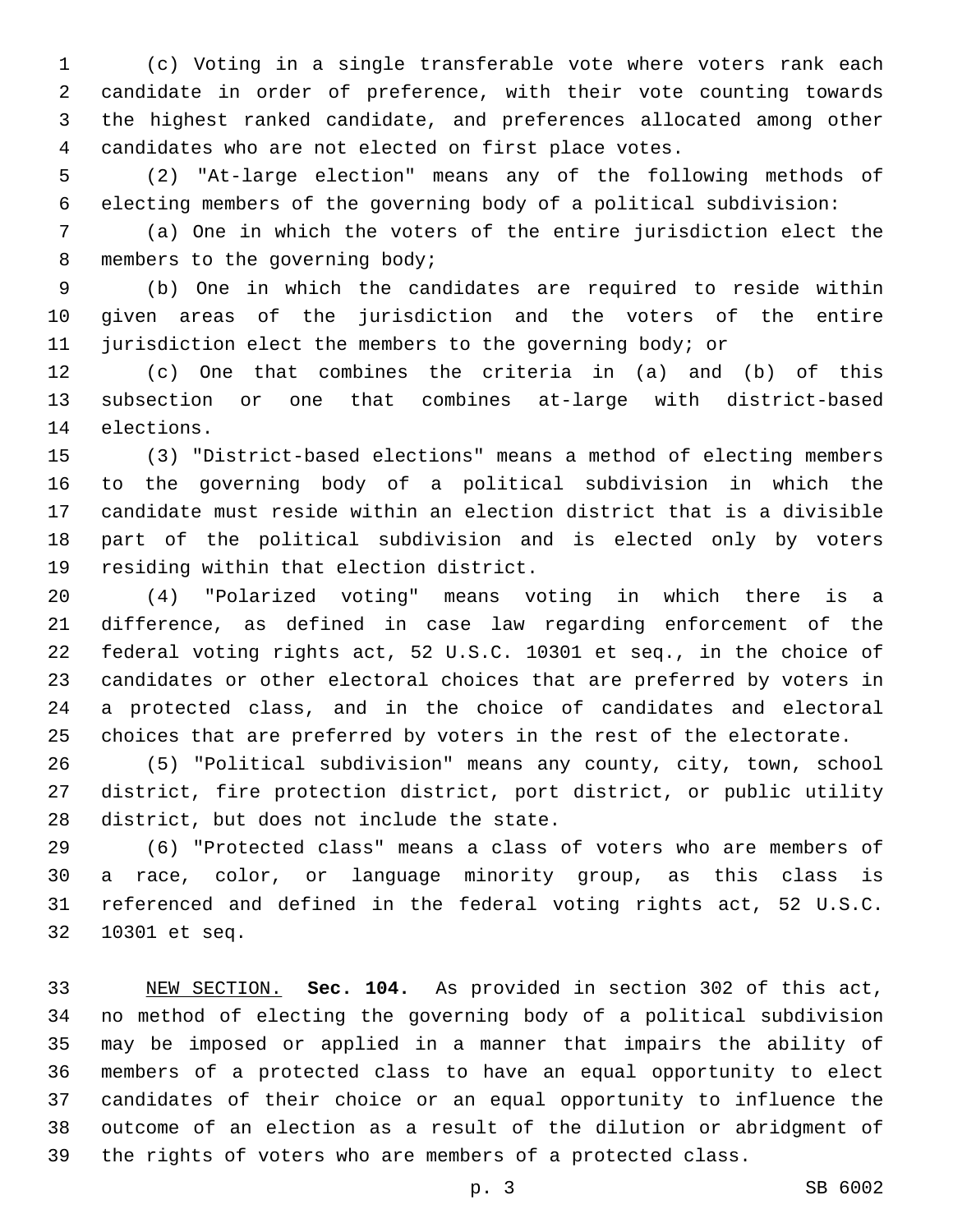(c) Voting in a single transferable vote where voters rank each candidate in order of preference, with their vote counting towards the highest ranked candidate, and preferences allocated among other candidates who are not elected on first place votes.

(2) "At-large election" means any of the following methods of electing members of the governing body of a political subdivision:

(a) One in which the voters of the entire jurisdiction elect the members to the governing body;

(b) One in which the candidates are required to reside within given areas of the jurisdiction and the voters of the entire jurisdiction elect the members to the governing body; or

(c) One that combines the criteria in (a) and (b) of this subsection or one that combines at-large with district-based elections.

(3) "District-based elections" means a method of electing members to the governing body of a political subdivision in which the candidate must reside within an election district that is a divisible part of the political subdivision and is elected only by voters residing within that election district.

(4) "Polarized voting" means voting in which there is a difference, as defined in case law regarding enforcement of the federal voting rights act, 52 U.S.C. 10301 et seq., in the choice of candidates or other electoral choices that are preferred by voters in a protected class, and in the choice of candidates and electoral choices that are preferred by voters in the rest of the electorate.

(5) "Political subdivision" means any county, city, town, school district, fire protection district, port district, or public utility district, but does not include the state.

(6) "Protected class" means a class of voters who are members of a race, color, or language minority group, as this class is referenced and defined in the federal voting rights act, 52 U.S.C. 10301 et seq.

NEW SECTION. **Sec. 104.** As provided in section 302 of this act, no method of electing the governing body of a political subdivision may be imposed or applied in a manner that impairs the ability of members of a protected class to have an equal opportunity to elect candidates of their choice or an equal opportunity to influence the outcome of an election as a result of the dilution or abridgment of the rights of voters who are members of a protected class.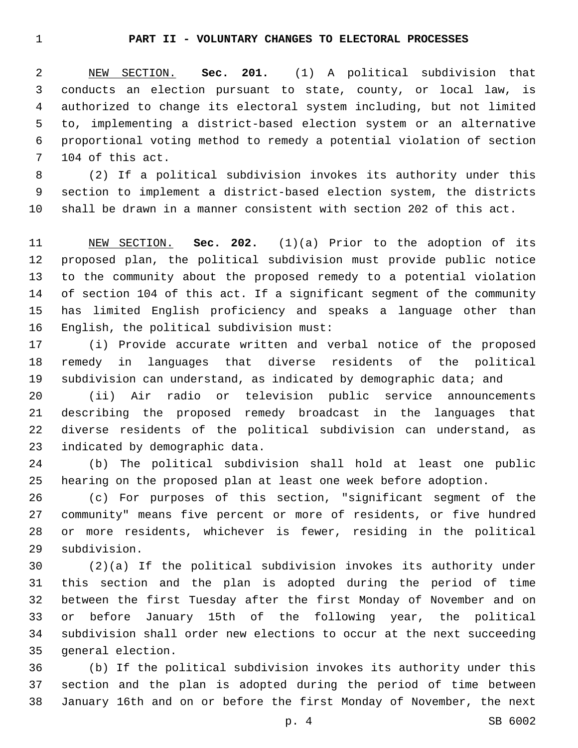# PART II - VOLUNTARY CHANGES TO ELECTORAL PROCESSES

NEW SECTION. **Sec. 201.** (1) A political subdivision that conducts an election pursuant to state, county, or local law, is authorized to change its electoral system including, but not limited to, implementing a district-based election system or an alternative proportional voting method to remedy a potential violation of section 104 of this act.

(2) If a political subdivision invokes its authority under this section to implement a district-based election system, the districts shall be drawn in a manner consistent with section 202 of this act.

NEW SECTION. **Sec. 202.** (1)(a) Prior to the adoption of its proposed plan, the political subdivision must provide public notice to the community about the proposed remedy to a potential violation of section 104 of this act. If a significant segment of the community has limited English proficiency and speaks a language other than English, the political subdivision must:

(i) Provide accurate written and verbal notice of the proposed remedy in languages that diverse residents of the political subdivision can understand, as indicated by demographic data; and

(ii) Air radio or television public service announcements describing the proposed remedy broadcast in the languages that diverse residents of the political subdivision can understand, as indicated by demographic data.

(b) The political subdivision shall hold at least one public hearing on the proposed plan at least one week before adoption.

(c) For purposes of this section, "significant segment of the community" means five percent or more of residents, or five hundred or more residents, whichever is fewer, residing in the political subdivision.

(2)(a) If the political subdivision invokes its authority under this section and the plan is adopted during the period of time between the first Tuesday after the first Monday of November and on or before January 15th of the following year, the political subdivision shall order new elections to occur at the next succeeding general election.

(b) If the political subdivision invokes its authority under this section and the plan is adopted during the period of time between January 16th and on or before the first Monday of November, the next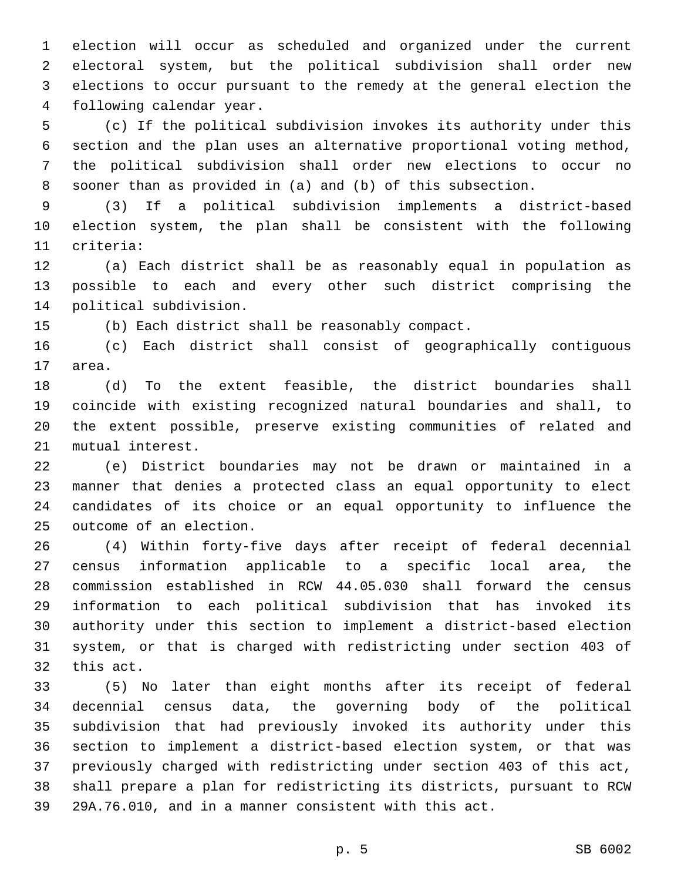election will occur as scheduled and organized under the current electoral system, but the political subdivision shall order new elections to occur pursuant to the remedy at the general election the following calendar year.

(c) If the political subdivision invokes its authority under this section and the plan uses an alternative proportional voting method, the political subdivision shall order new elections to occur no sooner than as provided in (a) and (b) of this subsection.

(3) If a political subdivision implements a district-based election system, the plan shall be consistent with the following criteria:

(a) Each district shall be as reasonably equal in population as possible to each and every other such district comprising the political subdivision.

(b) Each district shall be reasonably compact.

(c) Each district shall consist of geographically contiguous area.

(d) To the extent feasible, the district boundaries shall coincide with existing recognized natural boundaries and shall, to the extent possible, preserve existing communities of related and mutual interest.

(e) District boundaries may not be drawn or maintained in a manner that denies a protected class an equal opportunity to elect candidates of its choice or an equal opportunity to influence the outcome of an election.

(4) Within forty-five days after receipt of federal decennial census information applicable to a specific local area, the commission established in RCW 44.05.030 shall forward the census information to each political subdivision that has invoked its authority under this section to implement a district-based election system, or that is charged with redistricting under section 403 of this act.

(5) No later than eight months after its receipt of federal decennial census data, the governing body of the political subdivision that had previously invoked its authority under this section to implement a district-based election system, or that was previously charged with redistricting under section 403 of this act, shall prepare a plan for redistricting its districts, pursuant to RCW 29A.76.010, and in a manner consistent with this act.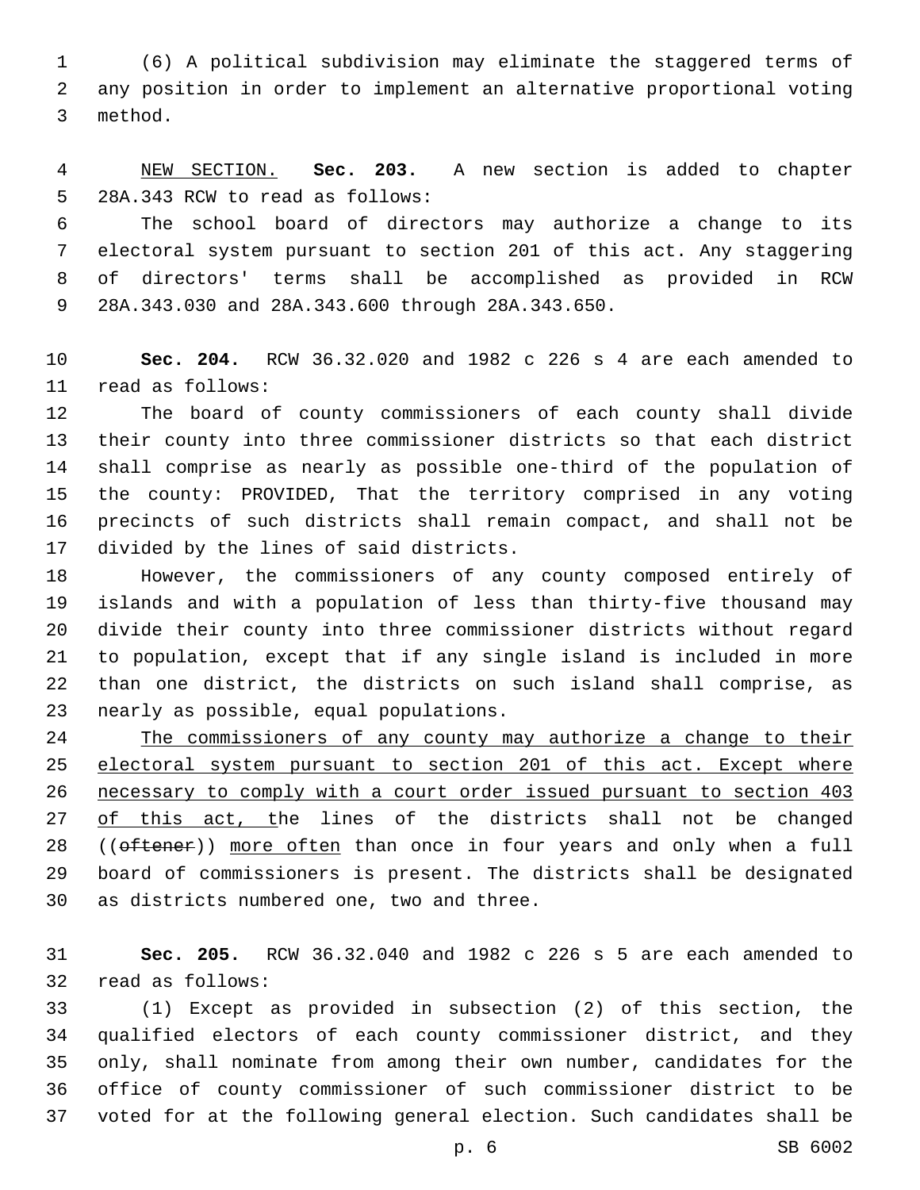(6) A political subdivision may eliminate the staggered terms of any position in order to implement an alternative proportional voting method.

<u>NEW SECTION.</u> **Sec. 203.** A new section is added to chapter 28A.343 RCW to read as follows:

The school board of directors may authorize a change to its electoral system pursuant to section 201 of this act. Any staggering of directors' terms shall be accomplished as provided in RCW 28A.343.030 and 28A.343.600 through 28A.343.650.

**Sec. 204.** RCW 36.32.020 and 1982 c 226 s 4 are each amended to read as follows:

The board of county commissioners of each county shall divide their county into three commissioner districts so that each district shall comprise as nearly as possible one-third of the population of the county: PROVIDED, That the territory comprised in any voting precincts of such districts shall remain compact, and shall not be divided by the lines of said districts.

However, the commissioners of any county composed entirely of islands and with a population of less than thirty-five thousand may divide their county into three commissioner districts without regard to population, except that if any single island is included in more than one district, the districts on such island shall comprise, as nearly as possible, equal populations.

<u>The commissioners of any county may authorize a change to their electoral system pursuant to section 201 of this act. Except where necessary to comply with a court order issued pursuant to section 403 of this act, t</u>he lines of the districts shall not be changed ((~~oftener~~)) <u>more often</u> than once in four years and only when a full board of commissioners is present. The districts shall be designated as districts numbered one, two and three.

**Sec. 205.** RCW 36.32.040 and 1982 c 226 s 5 are each amended to read as follows:

(1) Except as provided in subsection (2) of this section, the qualified electors of each county commissioner district, and they only, shall nominate from among their own number, candidates for the office of county commissioner of such commissioner district to be voted for at the following general election. Such candidates shall be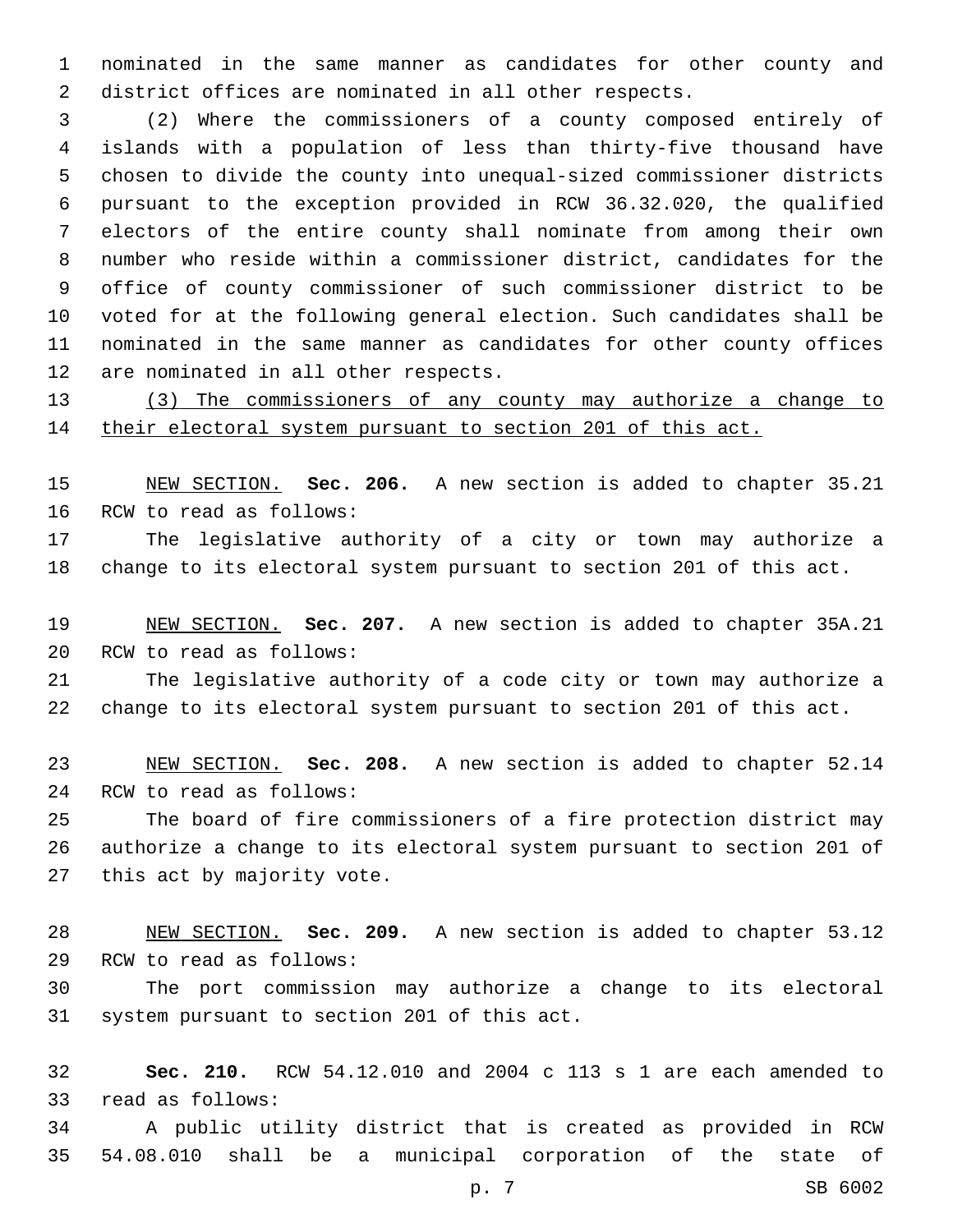nominated in the same manner as candidates for other county and district offices are nominated in all other respects.

(2) Where the commissioners of a county composed entirely of islands with a population of less than thirty-five thousand have chosen to divide the county into unequal-sized commissioner districts pursuant to the exception provided in RCW 36.32.020, the qualified electors of the entire county shall nominate from among their own number who reside within a commissioner district, candidates for the office of county commissioner of such commissioner district to be voted for at the following general election. Such candidates shall be nominated in the same manner as candidates for other county offices are nominated in all other respects.

(3) The commissioners of any county may authorize a change to their electoral system pursuant to section 201 of this act.

NEW SECTION. **Sec. 206.** A new section is added to chapter 35.21 RCW to read as follows:

The legislative authority of a city or town may authorize a change to its electoral system pursuant to section 201 of this act.

NEW SECTION. **Sec. 207.** A new section is added to chapter 35A.21 RCW to read as follows:

The legislative authority of a code city or town may authorize a change to its electoral system pursuant to section 201 of this act.

NEW SECTION. **Sec. 208.** A new section is added to chapter 52.14 RCW to read as follows:

The board of fire commissioners of a fire protection district may authorize a change to its electoral system pursuant to section 201 of this act by majority vote.

NEW SECTION. **Sec. 209.** A new section is added to chapter 53.12 RCW to read as follows:

The port commission may authorize a change to its electoral system pursuant to section 201 of this act.

**Sec. 210.** RCW 54.12.010 and 2004 c 113 s 1 are each amended to read as follows:

A public utility district that is created as provided in RCW 54.08.010 shall be a municipal corporation of the state of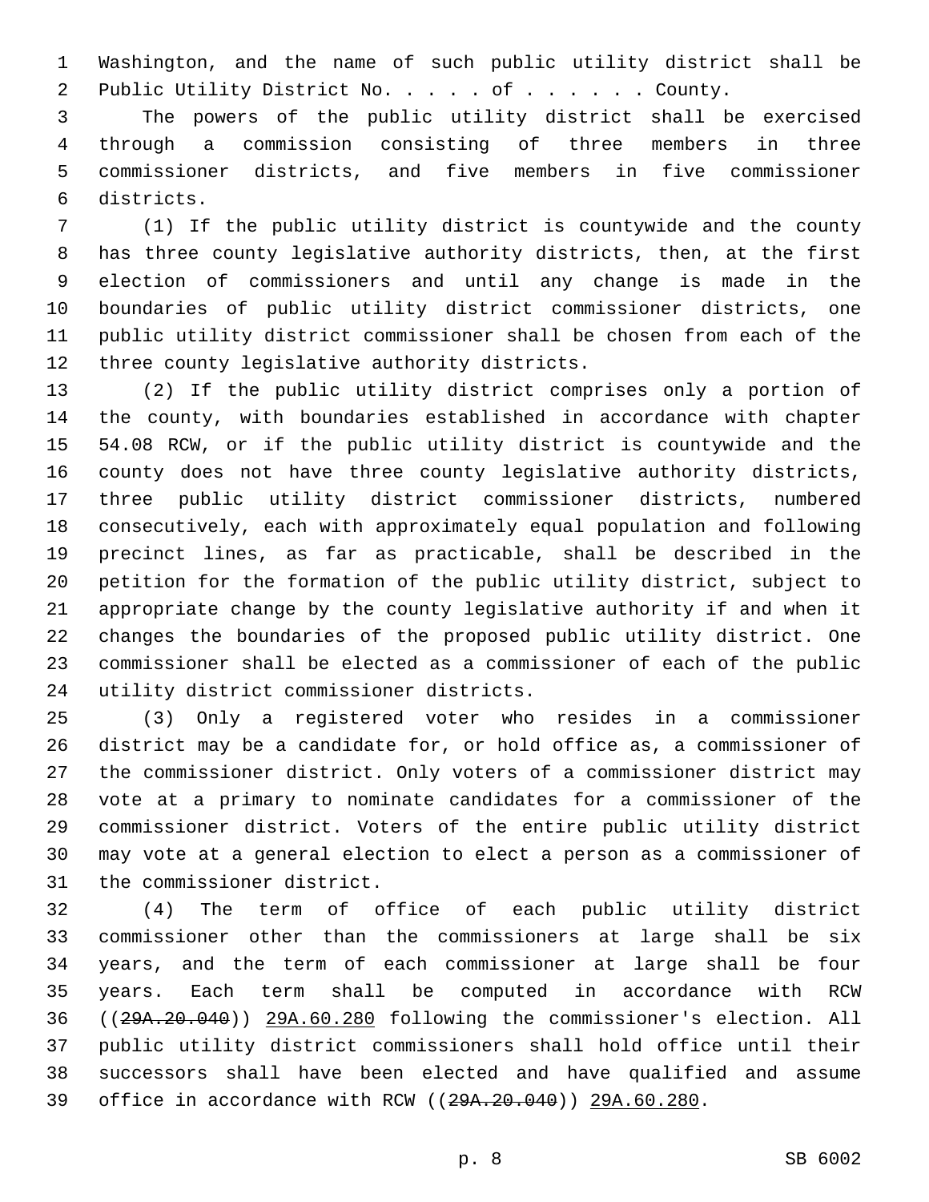Washington, and the name of such public utility district shall be Public Utility District No. . . . . of . . . . . . County.

The powers of the public utility district shall be exercised through a commission consisting of three members in three commissioner districts, and five members in five commissioner districts.

(1) If the public utility district is countywide and the county has three county legislative authority districts, then, at the first election of commissioners and until any change is made in the boundaries of public utility district commissioner districts, one public utility district commissioner shall be chosen from each of the three county legislative authority districts.

(2) If the public utility district comprises only a portion of the county, with boundaries established in accordance with chapter 54.08 RCW, or if the public utility district is countywide and the county does not have three county legislative authority districts, three public utility district commissioner districts, numbered consecutively, each with approximately equal population and following precinct lines, as far as practicable, shall be described in the petition for the formation of the public utility district, subject to appropriate change by the county legislative authority if and when it changes the boundaries of the proposed public utility district. One commissioner shall be elected as a commissioner of each of the public utility district commissioner districts.

(3) Only a registered voter who resides in a commissioner district may be a candidate for, or hold office as, a commissioner of the commissioner district. Only voters of a commissioner district may vote at a primary to nominate candidates for a commissioner of the commissioner district. Voters of the entire public utility district may vote at a general election to elect a person as a commissioner of the commissioner district.

(4) The term of office of each public utility district commissioner other than the commissioners at large shall be six years, and the term of each commissioner at large shall be four years. Each term shall be computed in accordance with RCW ((~~29A.20.040~~)) <u>29A.60.280</u> following the commissioner's election. All public utility district commissioners shall hold office until their successors shall have been elected and have qualified and assume office in accordance with RCW ((~~29A.20.040~~)) <u>29A.60.280</u>.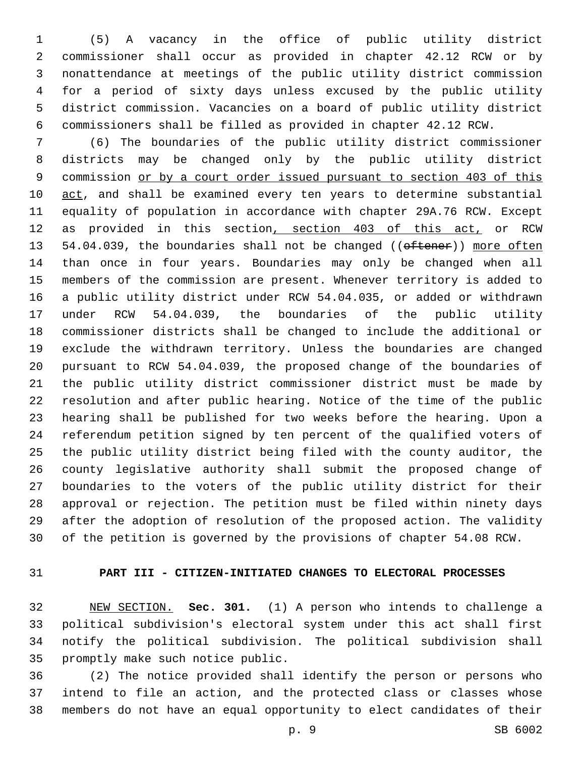(5) A vacancy in the office of public utility district commissioner shall occur as provided in chapter 42.12 RCW or by nonattendance at meetings of the public utility district commission for a period of sixty days unless excused by the public utility district commission. Vacancies on a board of public utility district commissioners shall be filled as provided in chapter 42.12 RCW.

(6) The boundaries of the public utility district commissioner districts may be changed only by the public utility district commission <u>or by a court order issued pursuant to section 403 of this act</u>, and shall be examined every ten years to determine substantial equality of population in accordance with chapter 29A.76 RCW. Except as provided in this section<u>, section 403 of this act,</u> or RCW 54.04.039, the boundaries shall not be changed ((~~oftener~~)) <u>more often</u> than once in four years. Boundaries may only be changed when all members of the commission are present. Whenever territory is added to a public utility district under RCW 54.04.035, or added or withdrawn under RCW 54.04.039, the boundaries of the public utility commissioner districts shall be changed to include the additional or exclude the withdrawn territory. Unless the boundaries are changed pursuant to RCW 54.04.039, the proposed change of the boundaries of the public utility district commissioner district must be made by resolution and after public hearing. Notice of the time of the public hearing shall be published for two weeks before the hearing. Upon a referendum petition signed by ten percent of the qualified voters of the public utility district being filed with the county auditor, the county legislative authority shall submit the proposed change of boundaries to the voters of the public utility district for their approval or rejection. The petition must be filed within ninety days after the adoption of resolution of the proposed action. The validity of the petition is governed by the provisions of chapter 54.08 RCW.

## PART III - CITIZEN-INITIATED CHANGES TO ELECTORAL PROCESSES

<u>NEW SECTION.</u> **Sec. 301.** (1) A person who intends to challenge a political subdivision's electoral system under this act shall first notify the political subdivision. The political subdivision shall promptly make such notice public.

(2) The notice provided shall identify the person or persons who intend to file an action, and the protected class or classes whose members do not have an equal opportunity to elect candidates of their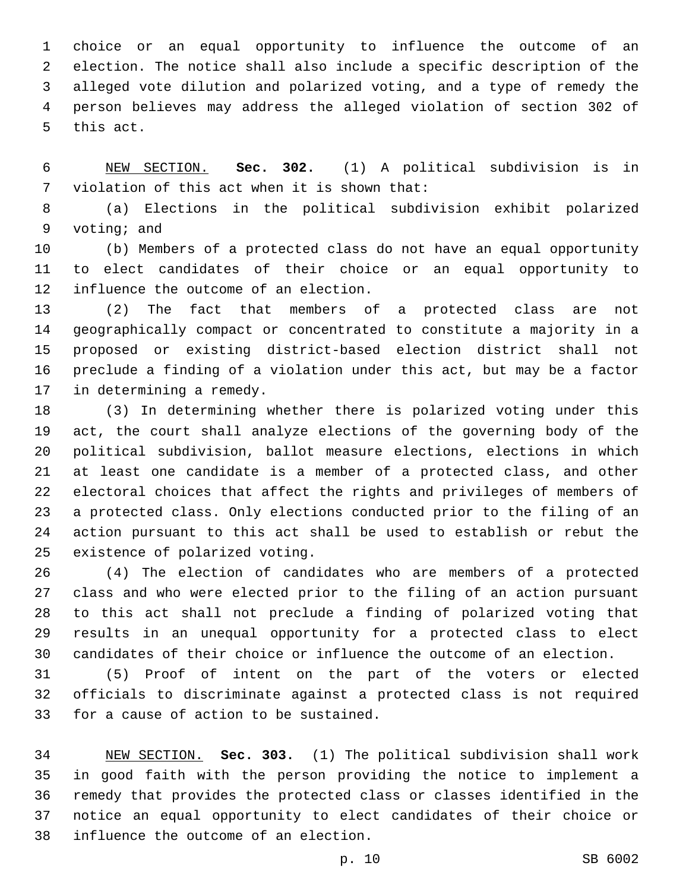choice or an equal opportunity to influence the outcome of an election. The notice shall also include a specific description of the alleged vote dilution and polarized voting, and a type of remedy the person believes may address the alleged violation of section 302 of this act.

NEW SECTION. **Sec. 302.** (1) A political subdivision is in violation of this act when it is shown that:

(a) Elections in the political subdivision exhibit polarized voting; and

(b) Members of a protected class do not have an equal opportunity to elect candidates of their choice or an equal opportunity to influence the outcome of an election.

(2) The fact that members of a protected class are not geographically compact or concentrated to constitute a majority in a proposed or existing district-based election district shall not preclude a finding of a violation under this act, but may be a factor in determining a remedy.

(3) In determining whether there is polarized voting under this act, the court shall analyze elections of the governing body of the political subdivision, ballot measure elections, elections in which at least one candidate is a member of a protected class, and other electoral choices that affect the rights and privileges of members of a protected class. Only elections conducted prior to the filing of an action pursuant to this act shall be used to establish or rebut the existence of polarized voting.

(4) The election of candidates who are members of a protected class and who were elected prior to the filing of an action pursuant to this act shall not preclude a finding of polarized voting that results in an unequal opportunity for a protected class to elect candidates of their choice or influence the outcome of an election.

(5) Proof of intent on the part of the voters or elected officials to discriminate against a protected class is not required for a cause of action to be sustained.

NEW SECTION. **Sec. 303.** (1) The political subdivision shall work in good faith with the person providing the notice to implement a remedy that provides the protected class or classes identified in the notice an equal opportunity to elect candidates of their choice or influence the outcome of an election.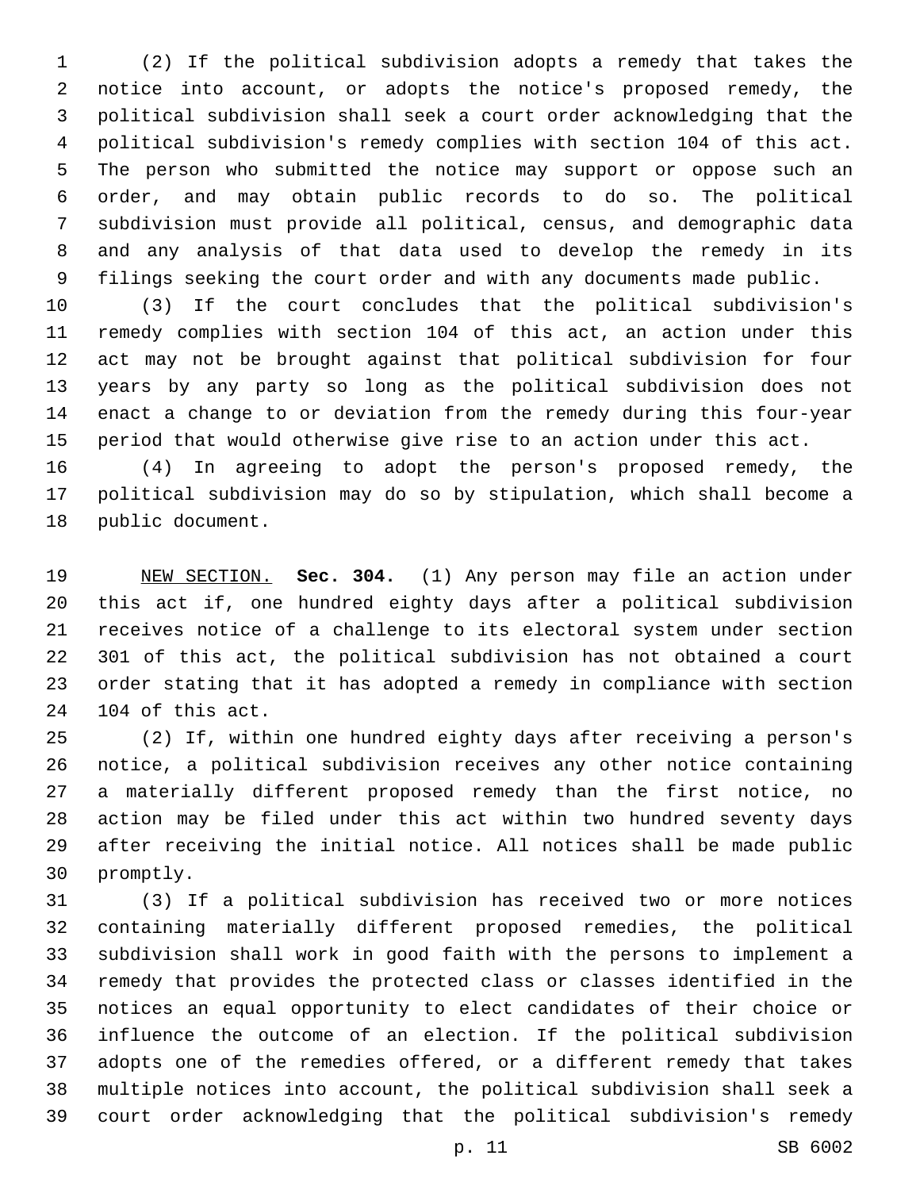(2) If the political subdivision adopts a remedy that takes the notice into account, or adopts the notice's proposed remedy, the political subdivision shall seek a court order acknowledging that the political subdivision's remedy complies with section 104 of this act. The person who submitted the notice may support or oppose such an order, and may obtain public records to do so. The political subdivision must provide all political, census, and demographic data and any analysis of that data used to develop the remedy in its filings seeking the court order and with any documents made public.

(3) If the court concludes that the political subdivision's remedy complies with section 104 of this act, an action under this act may not be brought against that political subdivision for four years by any party so long as the political subdivision does not enact a change to or deviation from the remedy during this four-year period that would otherwise give rise to an action under this act.

(4) In agreeing to adopt the person's proposed remedy, the political subdivision may do so by stipulation, which shall become a public document.

NEW SECTION. **Sec. 304.** (1) Any person may file an action under this act if, one hundred eighty days after a political subdivision receives notice of a challenge to its electoral system under section 301 of this act, the political subdivision has not obtained a court order stating that it has adopted a remedy in compliance with section 104 of this act.

(2) If, within one hundred eighty days after receiving a person's notice, a political subdivision receives any other notice containing a materially different proposed remedy than the first notice, no action may be filed under this act within two hundred seventy days after receiving the initial notice. All notices shall be made public promptly.

(3) If a political subdivision has received two or more notices containing materially different proposed remedies, the political subdivision shall work in good faith with the persons to implement a remedy that provides the protected class or classes identified in the notices an equal opportunity to elect candidates of their choice or influence the outcome of an election. If the political subdivision adopts one of the remedies offered, or a different remedy that takes multiple notices into account, the political subdivision shall seek a court order acknowledging that the political subdivision's remedy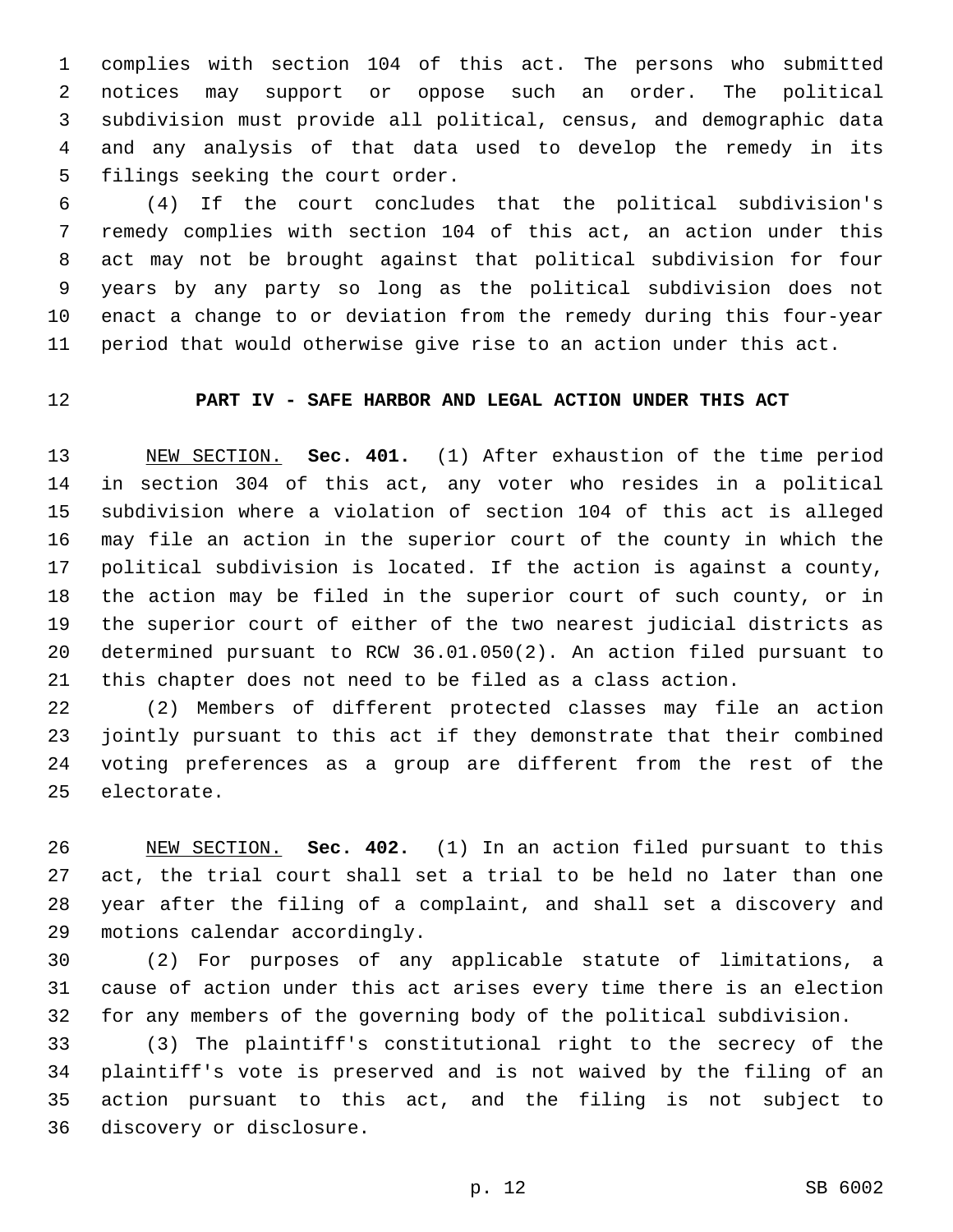complies with section 104 of this act. The persons who submitted notices may support or oppose such an order. The political subdivision must provide all political, census, and demographic data and any analysis of that data used to develop the remedy in its filings seeking the court order.

(4) If the court concludes that the political subdivision's remedy complies with section 104 of this act, an action under this act may not be brought against that political subdivision for four years by any party so long as the political subdivision does not enact a change to or deviation from the remedy during this four-year period that would otherwise give rise to an action under this act.

## PART IV - SAFE HARBOR AND LEGAL ACTION UNDER THIS ACT

NEW SECTION. **Sec. 401.** (1) After exhaustion of the time period in section 304 of this act, any voter who resides in a political subdivision where a violation of section 104 of this act is alleged may file an action in the superior court of the county in which the political subdivision is located. If the action is against a county, the action may be filed in the superior court of such county, or in the superior court of either of the two nearest judicial districts as determined pursuant to RCW 36.01.050(2). An action filed pursuant to this chapter does not need to be filed as a class action.

(2) Members of different protected classes may file an action jointly pursuant to this act if they demonstrate that their combined voting preferences as a group are different from the rest of the electorate.

NEW SECTION. **Sec. 402.** (1) In an action filed pursuant to this act, the trial court shall set a trial to be held no later than one year after the filing of a complaint, and shall set a discovery and motions calendar accordingly.

(2) For purposes of any applicable statute of limitations, a cause of action under this act arises every time there is an election for any members of the governing body of the political subdivision.

(3) The plaintiff's constitutional right to the secrecy of the plaintiff's vote is preserved and is not waived by the filing of an action pursuant to this act, and the filing is not subject to discovery or disclosure.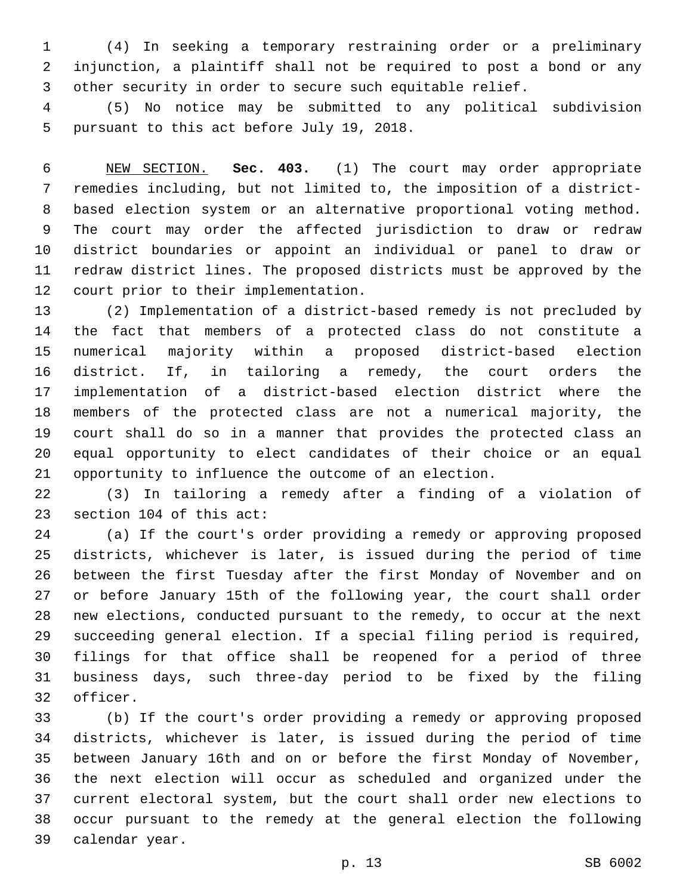(4) In seeking a temporary restraining order or a preliminary injunction, a plaintiff shall not be required to post a bond or any other security in order to secure such equitable relief.

(5) No notice may be submitted to any political subdivision pursuant to this act before July 19, 2018.

NEW SECTION. **Sec. 403.** (1) The court may order appropriate remedies including, but not limited to, the imposition of a district-based election system or an alternative proportional voting method. The court may order the affected jurisdiction to draw or redraw district boundaries or appoint an individual or panel to draw or redraw district lines. The proposed districts must be approved by the court prior to their implementation.

(2) Implementation of a district-based remedy is not precluded by the fact that members of a protected class do not constitute a numerical majority within a proposed district-based election district. If, in tailoring a remedy, the court orders the implementation of a district-based election district where the members of the protected class are not a numerical majority, the court shall do so in a manner that provides the protected class an equal opportunity to elect candidates of their choice or an equal opportunity to influence the outcome of an election.

(3) In tailoring a remedy after a finding of a violation of section 104 of this act:

(a) If the court's order providing a remedy or approving proposed districts, whichever is later, is issued during the period of time between the first Tuesday after the first Monday of November and on or before January 15th of the following year, the court shall order new elections, conducted pursuant to the remedy, to occur at the next succeeding general election. If a special filing period is required, filings for that office shall be reopened for a period of three business days, such three-day period to be fixed by the filing officer.

(b) If the court's order providing a remedy or approving proposed districts, whichever is later, is issued during the period of time between January 16th and on or before the first Monday of November, the next election will occur as scheduled and organized under the current electoral system, but the court shall order new elections to occur pursuant to the remedy at the general election the following calendar year.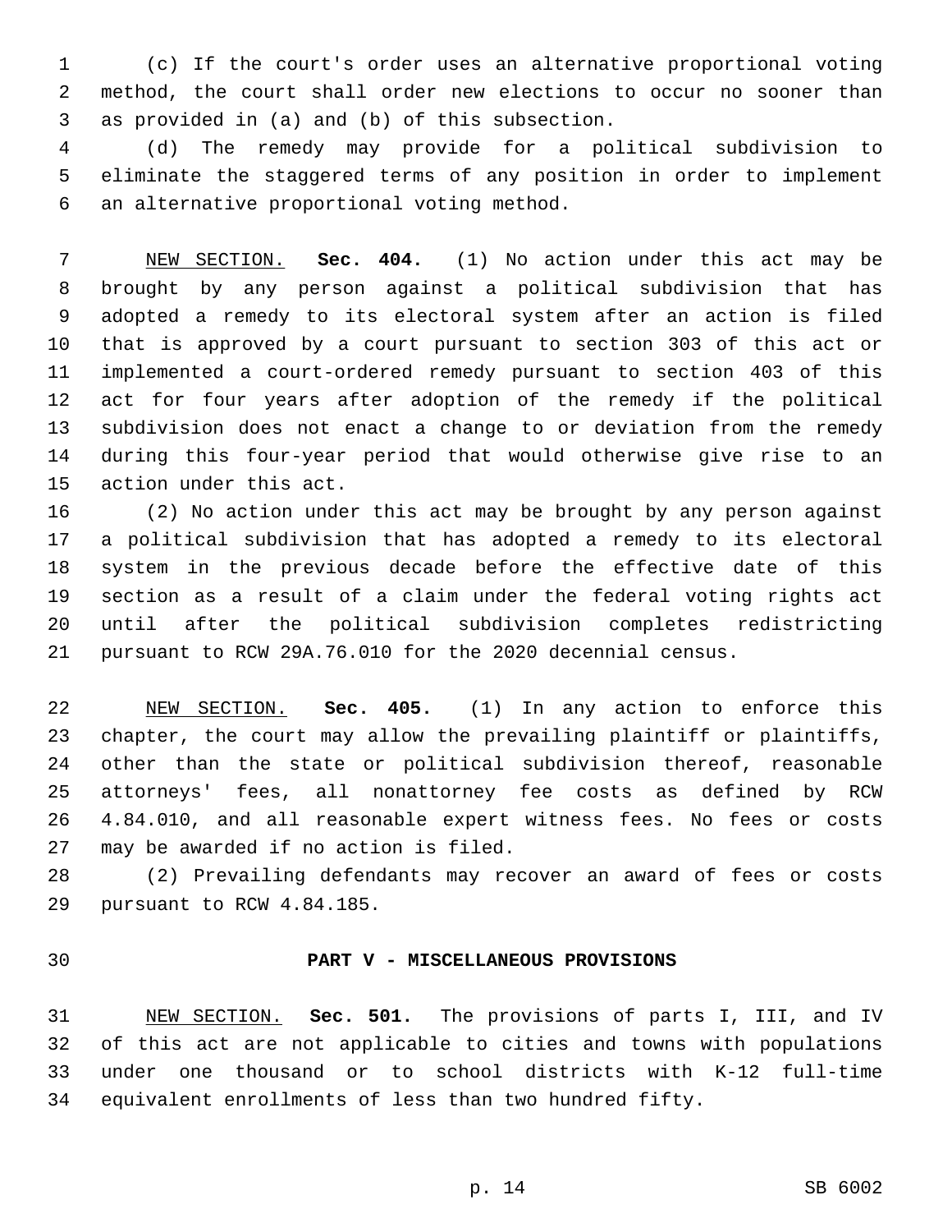(c) If the court's order uses an alternative proportional voting method, the court shall order new elections to occur no sooner than as provided in (a) and (b) of this subsection.

(d) The remedy may provide for a political subdivision to eliminate the staggered terms of any position in order to implement an alternative proportional voting method.

NEW SECTION. **Sec. 404.** (1) No action under this act may be brought by any person against a political subdivision that has adopted a remedy to its electoral system after an action is filed that is approved by a court pursuant to section 303 of this act or implemented a court-ordered remedy pursuant to section 403 of this act for four years after adoption of the remedy if the political subdivision does not enact a change to or deviation from the remedy during this four-year period that would otherwise give rise to an action under this act.

(2) No action under this act may be brought by any person against a political subdivision that has adopted a remedy to its electoral system in the previous decade before the effective date of this section as a result of a claim under the federal voting rights act until after the political subdivision completes redistricting pursuant to RCW 29A.76.010 for the 2020 decennial census.

NEW SECTION. **Sec. 405.** (1) In any action to enforce this chapter, the court may allow the prevailing plaintiff or plaintiffs, other than the state or political subdivision thereof, reasonable attorneys' fees, all nonattorney fee costs as defined by RCW 4.84.010, and all reasonable expert witness fees. No fees or costs may be awarded if no action is filed.

(2) Prevailing defendants may recover an award of fees or costs pursuant to RCW 4.84.185.

**PART V - MISCELLANEOUS PROVISIONS**

NEW SECTION. **Sec. 501.** The provisions of parts I, III, and IV of this act are not applicable to cities and towns with populations under one thousand or to school districts with K-12 full-time equivalent enrollments of less than two hundred fifty.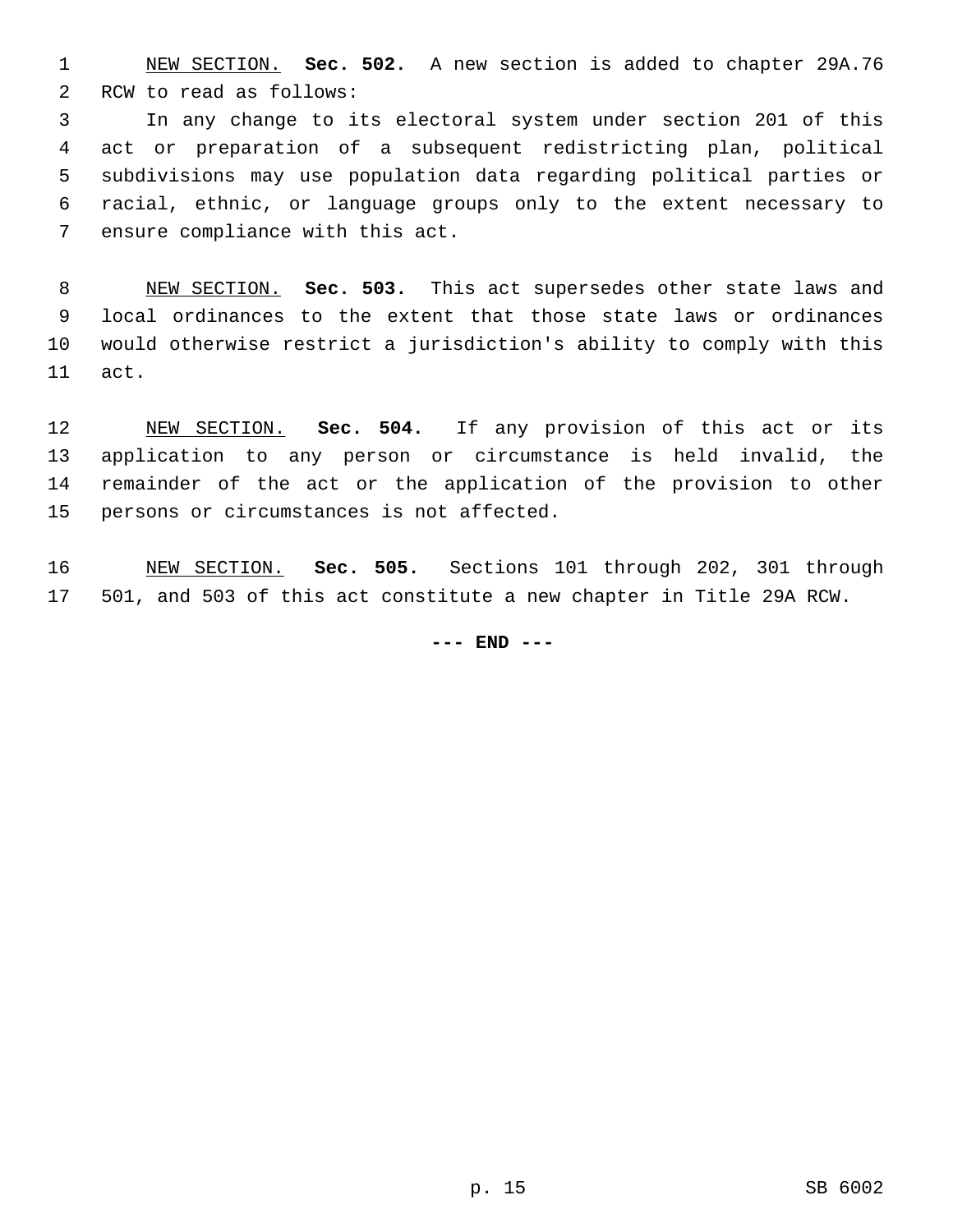NEW SECTION. **Sec. 502.** A new section is added to chapter 29A.76 RCW to read as follows:

In any change to its electoral system under section 201 of this act or preparation of a subsequent redistricting plan, political subdivisions may use population data regarding political parties or racial, ethnic, or language groups only to the extent necessary to ensure compliance with this act.

NEW SECTION. **Sec. 503.** This act supersedes other state laws and local ordinances to the extent that those state laws or ordinances would otherwise restrict a jurisdiction's ability to comply with this act.

NEW SECTION. **Sec. 504.** If any provision of this act or its application to any person or circumstance is held invalid, the remainder of the act or the application of the provision to other persons or circumstances is not affected.

NEW SECTION. **Sec. 505.** Sections 101 through 202, 301 through 501, and 503 of this act constitute a new chapter in Title 29A RCW.

**--- END ---**